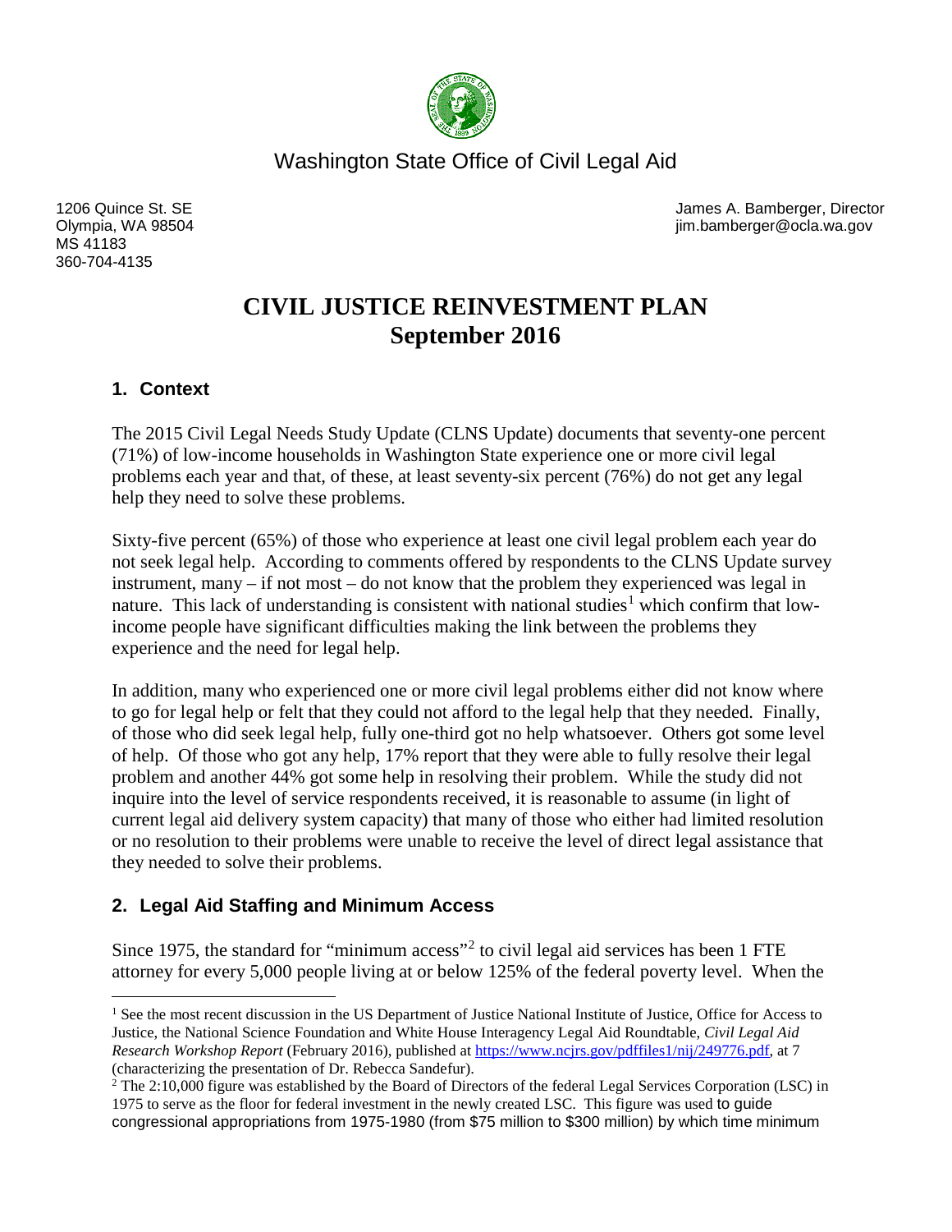Washington State Office of Civil Legal Aid

1206 Quince St. SE
Olympia, WA 98504
MS 41183
360-704-4135

James A. Bamberger, Director
jim.bamberger@ocla.wa.gov

# CIVIL JUSTICE REINVESTMENT PLAN
# September 2016

## 1. Context

The 2015 Civil Legal Needs Study Update (CLNS Update) documents that seventy-one percent (71%) of low-income households in Washington State experience one or more civil legal problems each year and that, of these, at least seventy-six percent (76%) do not get any legal help they need to solve these problems.

Sixty-five percent (65%) of those who experience at least one civil legal problem each year do not seek legal help. According to comments offered by respondents to the CLNS Update survey instrument, many – if not most – do not know that the problem they experienced was legal in nature. This lack of understanding is consistent with national studies[1] which confirm that low-income people have significant difficulties making the link between the problems they experience and the need for legal help.

In addition, many who experienced one or more civil legal problems either did not know where to go for legal help or felt that they could not afford to the legal help that they needed. Finally, of those who did seek legal help, fully one-third got no help whatsoever. Others got some level of help. Of those who got any help, 17% report that they were able to fully resolve their legal problem and another 44% got some help in resolving their problem. While the study did not inquire into the level of service respondents received, it is reasonable to assume (in light of current legal aid delivery system capacity) that many of those who either had limited resolution or no resolution to their problems were unable to receive the level of direct legal assistance that they needed to solve their problems.

## 2. Legal Aid Staffing and Minimum Access

Since 1975, the standard for "minimum access"[2] to civil legal aid services has been 1 FTE attorney for every 5,000 people living at or below 125% of the federal poverty level. When the

---

[1] See the most recent discussion in the US Department of Justice National Institute of Justice, Office for Access to Justice, the National Science Foundation and White House Interagency Legal Aid Roundtable, *Civil Legal Aid Research Workshop Report* (February 2016), published at https://www.ncjrs.gov/pdffiles1/nij/249776.pdf, at 7 (characterizing the presentation of Dr. Rebecca Sandefur).

[2] The 2:10,000 figure was established by the Board of Directors of the federal Legal Services Corporation (LSC) in 1975 to serve as the floor for federal investment in the newly created LSC. This figure was used to guide congressional appropriations from 1975-1980 (from $75 million to $300 million) by which time minimum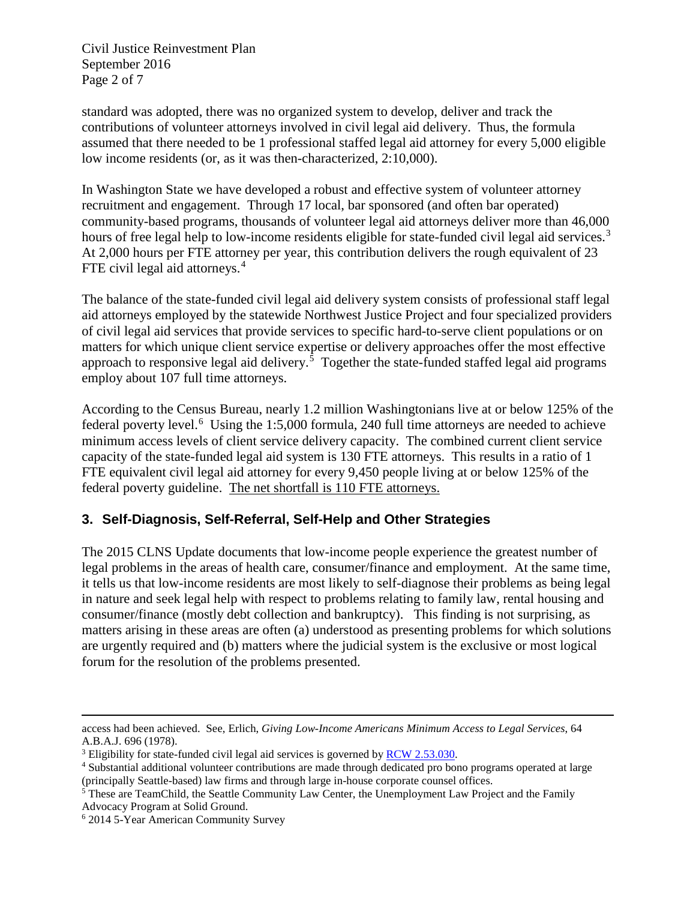standard was adopted, there was no organized system to develop, deliver and track the contributions of volunteer attorneys involved in civil legal aid delivery. Thus, the formula assumed that there needed to be 1 professional staffed legal aid attorney for every 5,000 eligible low income residents (or, as it was then-characterized, 2:10,000).

In Washington State we have developed a robust and effective system of volunteer attorney recruitment and engagement. Through 17 local, bar sponsored (and often bar operated) community-based programs, thousands of volunteer legal aid attorneys deliver more than 46,000 hours of free legal help to low-income residents eligible for state-funded civil legal aid services.[3] At 2,000 hours per FTE attorney per year, this contribution delivers the rough equivalent of 23 FTE civil legal aid attorneys.[4]

The balance of the state-funded civil legal aid delivery system consists of professional staff legal aid attorneys employed by the statewide Northwest Justice Project and four specialized providers of civil legal aid services that provide services to specific hard-to-serve client populations or on matters for which unique client service expertise or delivery approaches offer the most effective approach to responsive legal aid delivery.[5] Together the state-funded staffed legal aid programs employ about 107 full time attorneys.

According to the Census Bureau, nearly 1.2 million Washingtonians live at or below 125% of the federal poverty level.[6] Using the 1:5,000 formula, 240 full time attorneys are needed to achieve minimum access levels of client service delivery capacity. The combined current client service capacity of the state-funded legal aid system is 130 FTE attorneys. This results in a ratio of 1 FTE equivalent civil legal aid attorney for every 9,450 people living at or below 125% of the federal poverty guideline. <u>The net shortfall is 110 FTE attorneys.</u>

## 3. Self-Diagnosis, Self-Referral, Self-Help and Other Strategies

The 2015 CLNS Update documents that low-income people experience the greatest number of legal problems in the areas of health care, consumer/finance and employment. At the same time, it tells us that low-income residents are most likely to self-diagnose their problems as being legal in nature and seek legal help with respect to problems relating to family law, rental housing and consumer/finance (mostly debt collection and bankruptcy). This finding is not surprising, as matters arising in these areas are often (a) understood as presenting problems for which solutions are urgently required and (b) matters where the judicial system is the exclusive or most logical forum for the resolution of the problems presented.

---

access had been achieved. See, Erlich, *Giving Low-Income Americans Minimum Access to Legal Services*, 64 A.B.A.J. 696 (1978).

[3] Eligibility for state-funded civil legal aid services is governed by RCW 2.53.030.

[4] Substantial additional volunteer contributions are made through dedicated pro bono programs operated at large (principally Seattle-based) law firms and through large in-house corporate counsel offices.

[5] These are TeamChild, the Seattle Community Law Center, the Unemployment Law Project and the Family Advocacy Program at Solid Ground.

[6] 2014 5-Year American Community Survey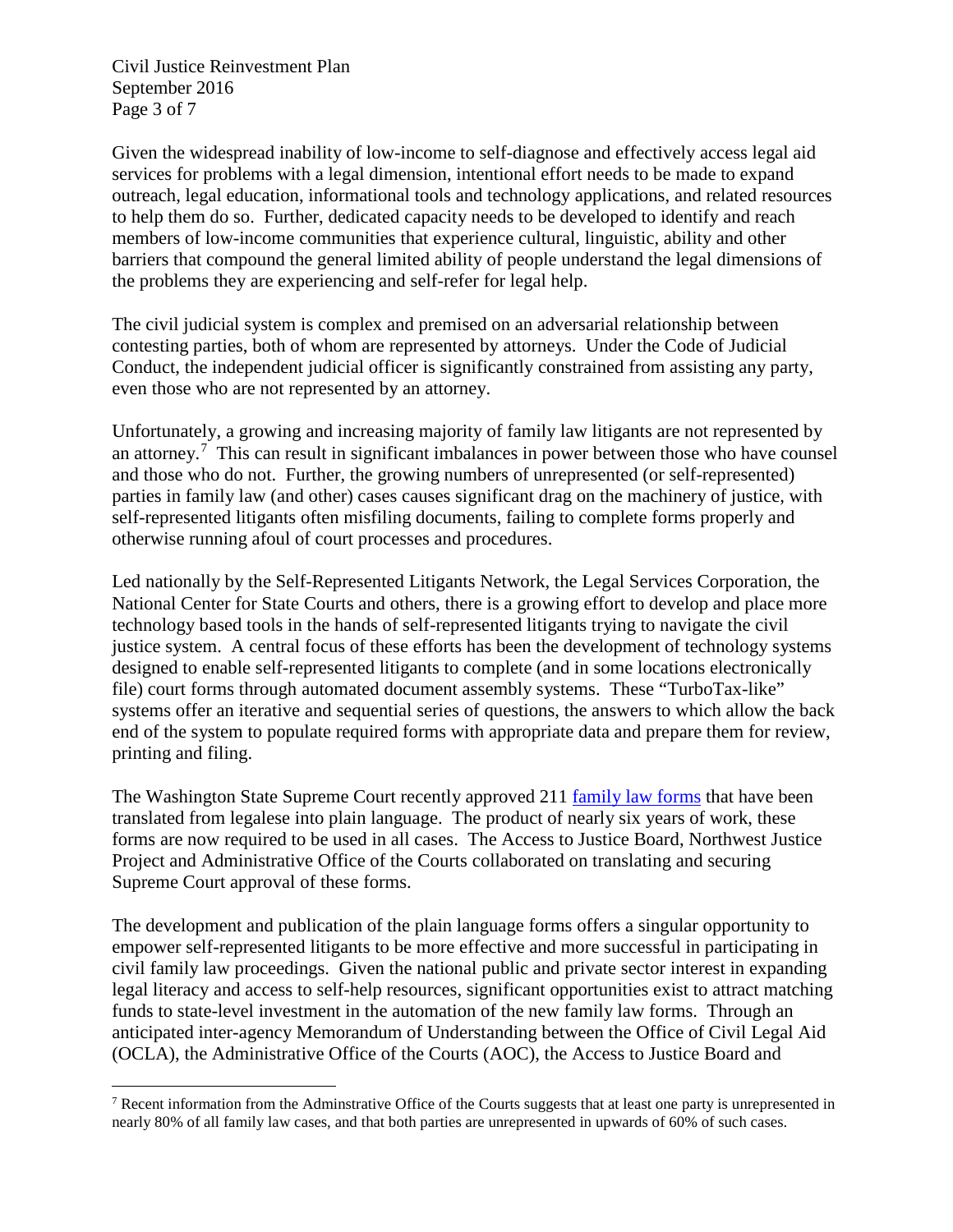Given the widespread inability of low-income to self-diagnose and effectively access legal aid services for problems with a legal dimension, intentional effort needs to be made to expand outreach, legal education, informational tools and technology applications, and related resources to help them do so. Further, dedicated capacity needs to be developed to identify and reach members of low-income communities that experience cultural, linguistic, ability and other barriers that compound the general limited ability of people understand the legal dimensions of the problems they are experiencing and self-refer for legal help.

The civil judicial system is complex and premised on an adversarial relationship between contesting parties, both of whom are represented by attorneys. Under the Code of Judicial Conduct, the independent judicial officer is significantly constrained from assisting any party, even those who are not represented by an attorney.

Unfortunately, a growing and increasing majority of family law litigants are not represented by an attorney.[7] This can result in significant imbalances in power between those who have counsel and those who do not. Further, the growing numbers of unrepresented (or self-represented) parties in family law (and other) cases causes significant drag on the machinery of justice, with self-represented litigants often misfiling documents, failing to complete forms properly and otherwise running afoul of court processes and procedures.

Led nationally by the Self-Represented Litigants Network, the Legal Services Corporation, the National Center for State Courts and others, there is a growing effort to develop and place more technology based tools in the hands of self-represented litigants trying to navigate the civil justice system. A central focus of these efforts has been the development of technology systems designed to enable self-represented litigants to complete (and in some locations electronically file) court forms through automated document assembly systems. These "TurboTax-like" systems offer an iterative and sequential series of questions, the answers to which allow the back end of the system to populate required forms with appropriate data and prepare them for review, printing and filing.

The Washington State Supreme Court recently approved 211 family law forms that have been translated from legalese into plain language. The product of nearly six years of work, these forms are now required to be used in all cases. The Access to Justice Board, Northwest Justice Project and Administrative Office of the Courts collaborated on translating and securing Supreme Court approval of these forms.

The development and publication of the plain language forms offers a singular opportunity to empower self-represented litigants to be more effective and more successful in participating in civil family law proceedings. Given the national public and private sector interest in expanding legal literacy and access to self-help resources, significant opportunities exist to attract matching funds to state-level investment in the automation of the new family law forms. Through an anticipated inter-agency Memorandum of Understanding between the Office of Civil Legal Aid (OCLA), the Administrative Office of the Courts (AOC), the Access to Justice Board and

---

[7] Recent information from the Adminstrative Office of the Courts suggests that at least one party is unrepresented in nearly 80% of all family law cases, and that both parties are unrepresented in upwards of 60% of such cases.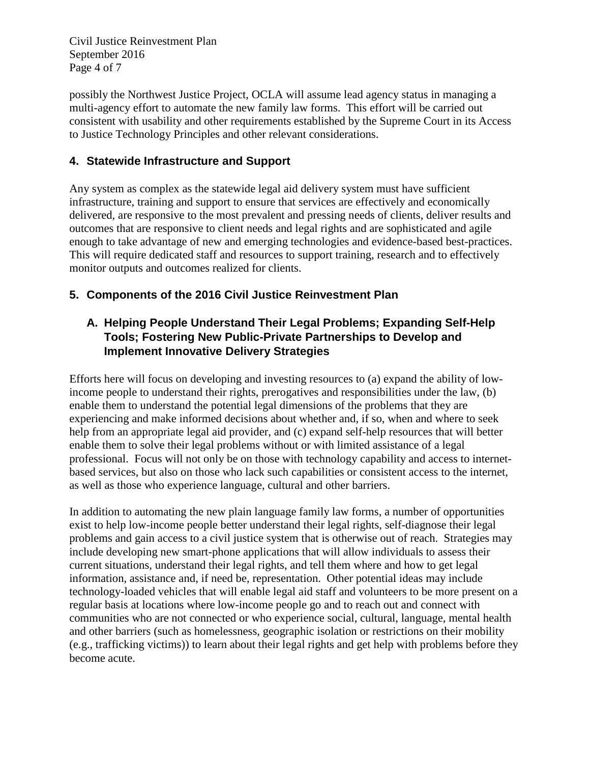possibly the Northwest Justice Project, OCLA will assume lead agency status in managing a multi-agency effort to automate the new family law forms. This effort will be carried out consistent with usability and other requirements established by the Supreme Court in its Access to Justice Technology Principles and other relevant considerations.

## 4. Statewide Infrastructure and Support

Any system as complex as the statewide legal aid delivery system must have sufficient infrastructure, training and support to ensure that services are effectively and economically delivered, are responsive to the most prevalent and pressing needs of clients, deliver results and outcomes that are responsive to client needs and legal rights and are sophisticated and agile enough to take advantage of new and emerging technologies and evidence-based best-practices. This will require dedicated staff and resources to support training, research and to effectively monitor outputs and outcomes realized for clients.

## 5. Components of the 2016 Civil Justice Reinvestment Plan

### A. Helping People Understand Their Legal Problems; Expanding Self-Help Tools; Fostering New Public-Private Partnerships to Develop and Implement Innovative Delivery Strategies

Efforts here will focus on developing and investing resources to (a) expand the ability of low-income people to understand their rights, prerogatives and responsibilities under the law, (b) enable them to understand the potential legal dimensions of the problems that they are experiencing and make informed decisions about whether and, if so, when and where to seek help from an appropriate legal aid provider, and (c) expand self-help resources that will better enable them to solve their legal problems without or with limited assistance of a legal professional. Focus will not only be on those with technology capability and access to internet-based services, but also on those who lack such capabilities or consistent access to the internet, as well as those who experience language, cultural and other barriers.

In addition to automating the new plain language family law forms, a number of opportunities exist to help low-income people better understand their legal rights, self-diagnose their legal problems and gain access to a civil justice system that is otherwise out of reach. Strategies may include developing new smart-phone applications that will allow individuals to assess their current situations, understand their legal rights, and tell them where and how to get legal information, assistance and, if need be, representation. Other potential ideas may include technology-loaded vehicles that will enable legal aid staff and volunteers to be more present on a regular basis at locations where low-income people go and to reach out and connect with communities who are not connected or who experience social, cultural, language, mental health and other barriers (such as homelessness, geographic isolation or restrictions on their mobility (e.g., trafficking victims)) to learn about their legal rights and get help with problems before they become acute.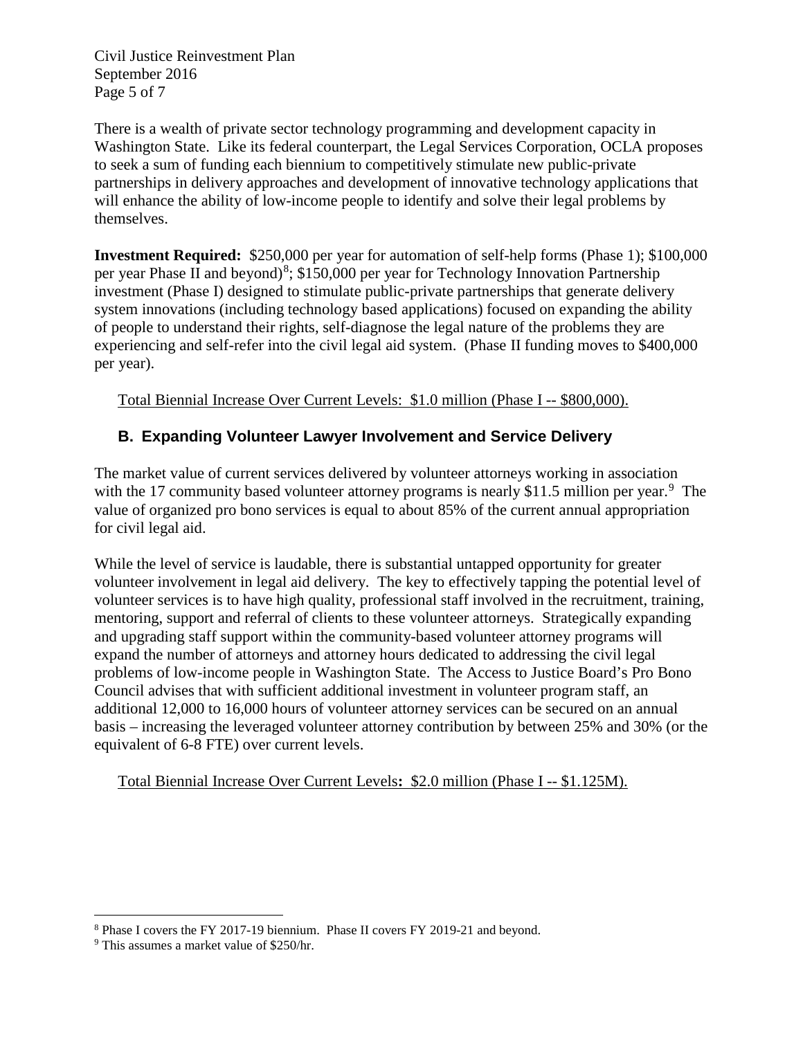There is a wealth of private sector technology programming and development capacity in Washington State. Like its federal counterpart, the Legal Services Corporation, OCLA proposes to seek a sum of funding each biennium to competitively stimulate new public-private partnerships in delivery approaches and development of innovative technology applications that will enhance the ability of low-income people to identify and solve their legal problems by themselves.

**Investment Required:** \$250,000 per year for automation of self-help forms (Phase 1); \$100,000 per year Phase II and beyond)[8]; \$150,000 per year for Technology Innovation Partnership investment (Phase I) designed to stimulate public-private partnerships that generate delivery system innovations (including technology based applications) focused on expanding the ability of people to understand their rights, self-diagnose the legal nature of the problems they are experiencing and self-refer into the civil legal aid system. (Phase II funding moves to \$400,000 per year).

<u>Total Biennial Increase Over Current Levels: \$1.0 million (Phase I -- \$800,000).</u>

## B. Expanding Volunteer Lawyer Involvement and Service Delivery

The market value of current services delivered by volunteer attorneys working in association with the 17 community based volunteer attorney programs is nearly \$11.5 million per year.[9] The value of organized pro bono services is equal to about 85% of the current annual appropriation for civil legal aid.

While the level of service is laudable, there is substantial untapped opportunity for greater volunteer involvement in legal aid delivery. The key to effectively tapping the potential level of volunteer services is to have high quality, professional staff involved in the recruitment, training, mentoring, support and referral of clients to these volunteer attorneys. Strategically expanding and upgrading staff support within the community-based volunteer attorney programs will expand the number of attorneys and attorney hours dedicated to addressing the civil legal problems of low-income people in Washington State. The Access to Justice Board's Pro Bono Council advises that with sufficient additional investment in volunteer program staff, an additional 12,000 to 16,000 hours of volunteer attorney services can be secured on an annual basis – increasing the leveraged volunteer attorney contribution by between 25% and 30% (or the equivalent of 6-8 FTE) over current levels.

<u>Total Biennial Increase Over Current Levels**:** \$2.0 million (Phase I -- \$1.125M).</u>

---

[8] Phase I covers the FY 2017-19 biennium. Phase II covers FY 2019-21 and beyond.

[9] This assumes a market value of \$250/hr.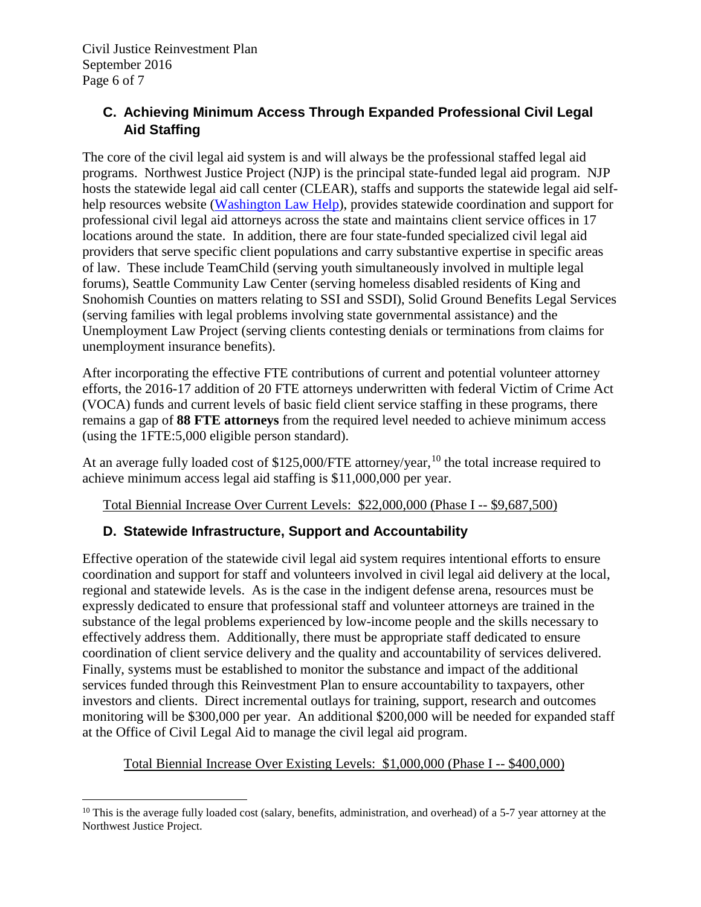### C. Achieving Minimum Access Through Expanded Professional Civil Legal Aid Staffing

The core of the civil legal aid system is and will always be the professional staffed legal aid programs. Northwest Justice Project (NJP) is the principal state-funded legal aid program. NJP hosts the statewide legal aid call center (CLEAR), staffs and supports the statewide legal aid self-help resources website (Washington Law Help), provides statewide coordination and support for professional civil legal aid attorneys across the state and maintains client service offices in 17 locations around the state. In addition, there are four state-funded specialized civil legal aid providers that serve specific client populations and carry substantive expertise in specific areas of law. These include TeamChild (serving youth simultaneously involved in multiple legal forums), Seattle Community Law Center (serving homeless disabled residents of King and Snohomish Counties on matters relating to SSI and SSDI), Solid Ground Benefits Legal Services (serving families with legal problems involving state governmental assistance) and the Unemployment Law Project (serving clients contesting denials or terminations from claims for unemployment insurance benefits).

After incorporating the effective FTE contributions of current and potential volunteer attorney efforts, the 2016-17 addition of 20 FTE attorneys underwritten with federal Victim of Crime Act (VOCA) funds and current levels of basic field client service staffing in these programs, there remains a gap of **88 FTE attorneys** from the required level needed to achieve minimum access (using the 1FTE:5,000 eligible person standard).

At an average fully loaded cost of $125,000/FTE attorney/year,[10] the total increase required to achieve minimum access legal aid staffing is $11,000,000 per year.

Total Biennial Increase Over Current Levels: $22,000,000 (Phase I -- $9,687,500)

### D. Statewide Infrastructure, Support and Accountability

Effective operation of the statewide civil legal aid system requires intentional efforts to ensure coordination and support for staff and volunteers involved in civil legal aid delivery at the local, regional and statewide levels. As is the case in the indigent defense arena, resources must be expressly dedicated to ensure that professional staff and volunteer attorneys are trained in the substance of the legal problems experienced by low-income people and the skills necessary to effectively address them. Additionally, there must be appropriate staff dedicated to ensure coordination of client service delivery and the quality and accountability of services delivered. Finally, systems must be established to monitor the substance and impact of the additional services funded through this Reinvestment Plan to ensure accountability to taxpayers, other investors and clients. Direct incremental outlays for training, support, research and outcomes monitoring will be $300,000 per year. An additional $200,000 will be needed for expanded staff at the Office of Civil Legal Aid to manage the civil legal aid program.

Total Biennial Increase Over Existing Levels: $1,000,000 (Phase I -- $400,000)

---

[10] This is the average fully loaded cost (salary, benefits, administration, and overhead) of a 5-7 year attorney at the Northwest Justice Project.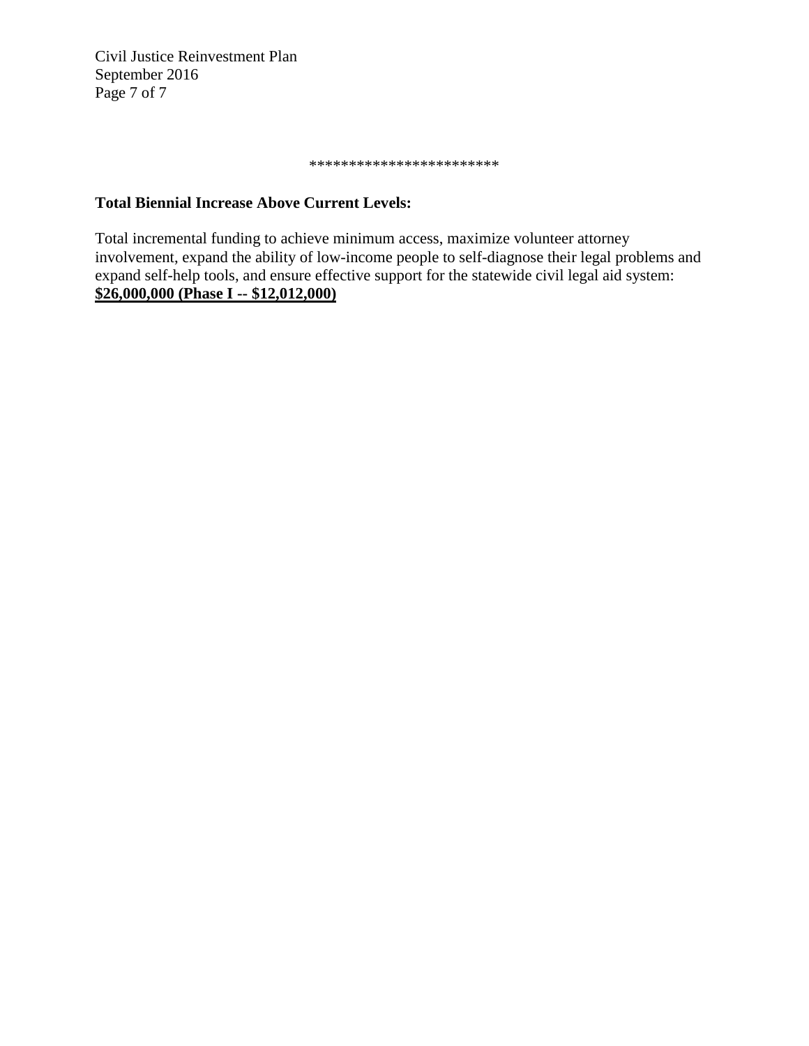***********************

**Total Biennial Increase Above Current Levels:**

Total incremental funding to achieve minimum access, maximize volunteer attorney involvement, expand the ability of low-income people to self-diagnose their legal problems and expand self-help tools, and ensure effective support for the statewide civil legal aid system: **$26,000,000 (Phase I -- $12,012,000)**